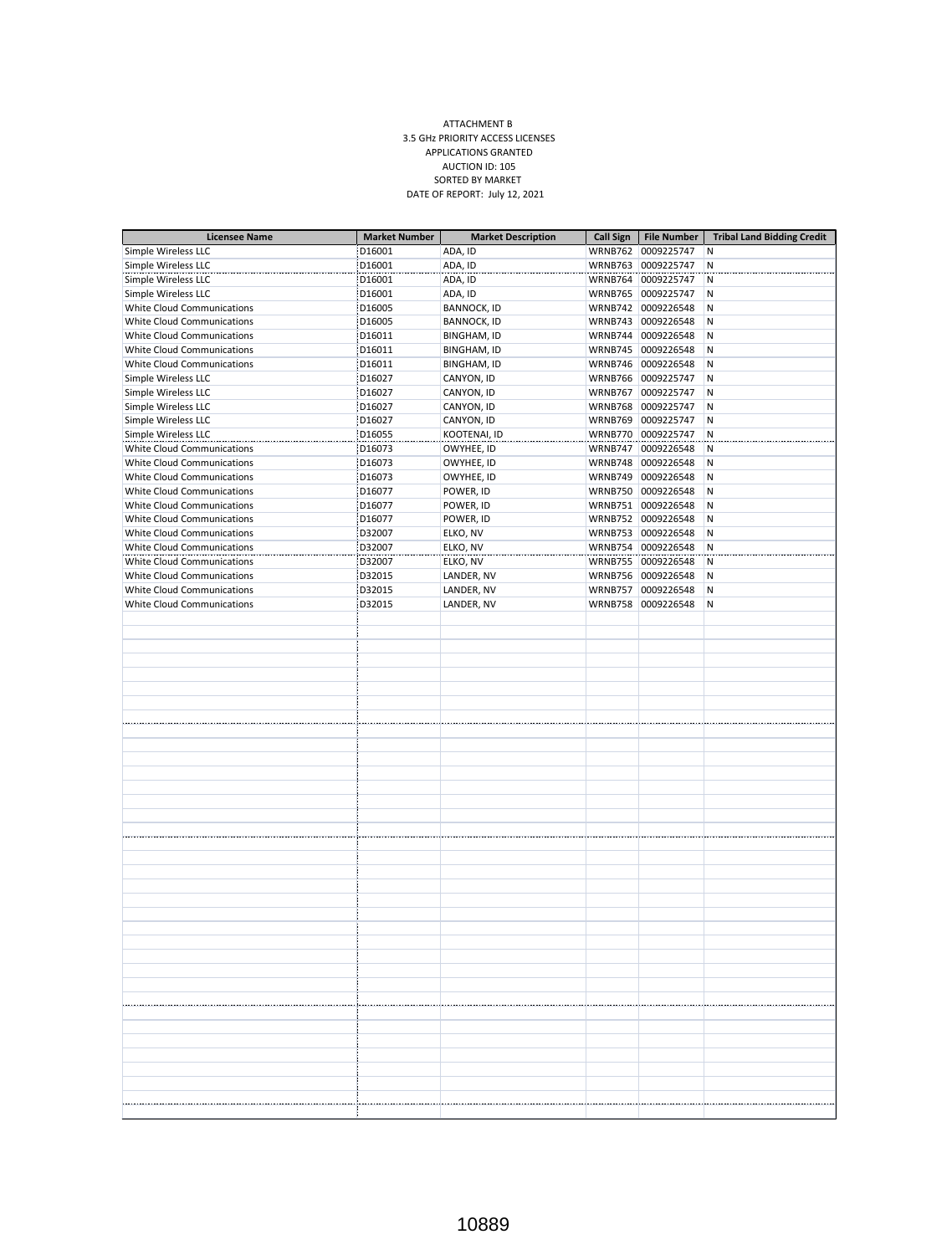ATTACHMENT B
3.5 GHz PRIORITY ACCESS LICENSES
APPLICATIONS GRANTED
AUCTION ID: 105
SORTED BY MARKET
DATE OF REPORT: July 12, 2021

| Licensee Name | Market Number | Market Description | Call Sign | File Number | Tribal Land Bidding Credit |
|---|---|---|---|---|---|
| Simple Wireless LLC | D16001 | ADA, ID | WRNB762 | 0009225747 | N |
| Simple Wireless LLC | D16001 | ADA, ID | WRNB763 | 0009225747 | N |
| Simple Wireless LLC | D16001 | ADA, ID | WRNB764 | 0009225747 | N |
| Simple Wireless LLC | D16001 | ADA, ID | WRNB765 | 0009225747 | N |
| White Cloud Communications | D16005 | BANNOCK, ID | WRNB742 | 0009226548 | N |
| White Cloud Communications | D16005 | BANNOCK, ID | WRNB743 | 0009226548 | N |
| White Cloud Communications | D16011 | BINGHAM, ID | WRNB744 | 0009226548 | N |
| White Cloud Communications | D16011 | BINGHAM, ID | WRNB745 | 0009226548 | N |
| White Cloud Communications | D16011 | BINGHAM, ID | WRNB746 | 0009226548 | N |
| Simple Wireless LLC | D16027 | CANYON, ID | WRNB766 | 0009225747 | N |
| Simple Wireless LLC | D16027 | CANYON, ID | WRNB767 | 0009225747 | N |
| Simple Wireless LLC | D16027 | CANYON, ID | WRNB768 | 0009225747 | N |
| Simple Wireless LLC | D16027 | CANYON, ID | WRNB769 | 0009225747 | N |
| Simple Wireless LLC | D16055 | KOOTENAI, ID | WRNB770 | 0009225747 | N |
| White Cloud Communications | D16073 | OWYHEE, ID | WRNB747 | 0009226548 | N |
| White Cloud Communications | D16073 | OWYHEE, ID | WRNB748 | 0009226548 | N |
| White Cloud Communications | D16073 | OWYHEE, ID | WRNB749 | 0009226548 | N |
| White Cloud Communications | D16077 | POWER, ID | WRNB750 | 0009226548 | N |
| White Cloud Communications | D16077 | POWER, ID | WRNB751 | 0009226548 | N |
| White Cloud Communications | D16077 | POWER, ID | WRNB752 | 0009226548 | N |
| White Cloud Communications | D32007 | ELKO, NV | WRNB753 | 0009226548 | N |
| White Cloud Communications | D32007 | ELKO, NV | WRNB754 | 0009226548 | N |
| White Cloud Communications | D32007 | ELKO, NV | WRNB755 | 0009226548 | N |
| White Cloud Communications | D32015 | LANDER, NV | WRNB756 | 0009226548 | N |
| White Cloud Communications | D32015 | LANDER, NV | WRNB757 | 0009226548 | N |
| White Cloud Communications | D32015 | LANDER, NV | WRNB758 | 0009226548 | N |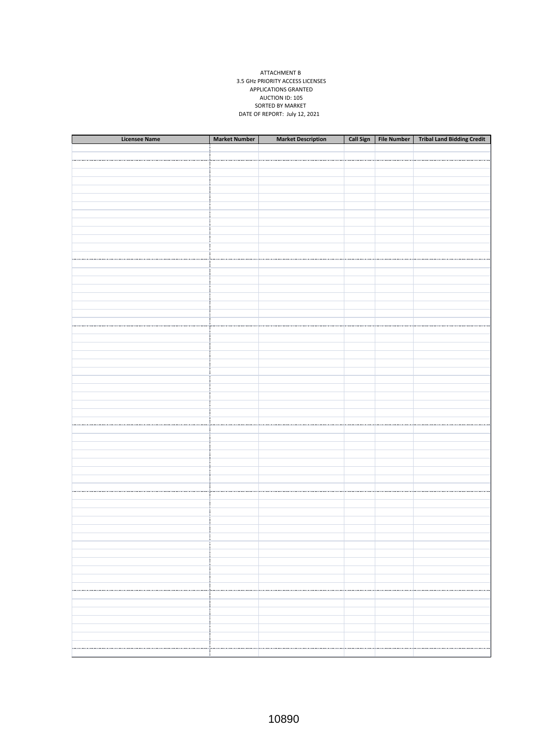ATTACHMENT B
3.5 GHz PRIORITY ACCESS LICENSES
APPLICATIONS GRANTED
AUCTION ID: 105
SORTED BY MARKET
DATE OF REPORT: July 12, 2021

| Licensee Name | Market Number | Market Description | Call Sign | File Number | Tribal Land Bidding Credit |
|---|---|---|---|---|---|